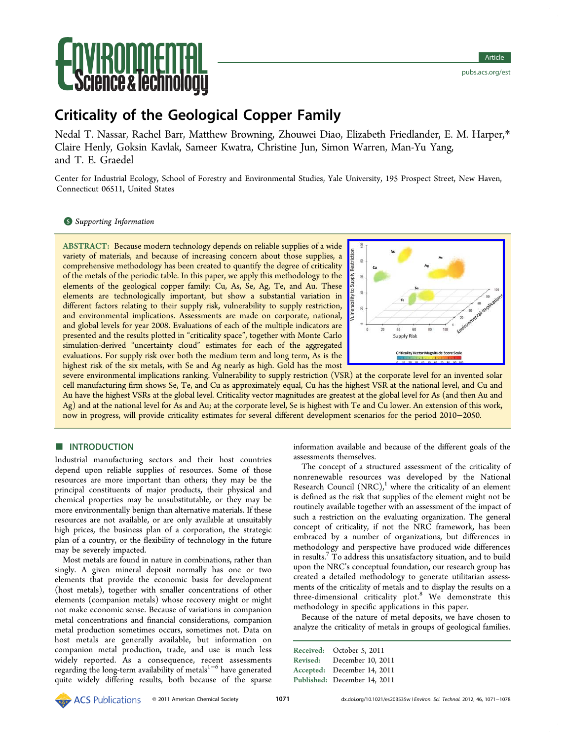# Criticality of the Geological Copper Family

Nedal T. Nassar, Rachel Barr, Matthew Browning, Zhouwei Diao, Elizabeth Friedlander, E. M. Harper,* Claire Henly, Goksin Kavlak, Sameer Kwatra, Christine Jun, Simon Warren, Man-Yu Yang, and T. E. Graedel

Center for Industrial Ecology, School of Forestry and Environmental Studies, Yale University, 195 Prospect Street, New Haven, Connecticut 06511, United States

*Supporting Information*

**ABSTRACT:** Because modern technology depends on reliable supplies of a wide variety of materials, and because of increasing concern about those supplies, a comprehensive methodology has been created to quantify the degree of criticality of the metals of the periodic table. In this paper, we apply this methodology to the elements of the geological copper family: Cu, As, Se, Ag, Te, and Au. These elements are technologically important, but show a substantial variation in different factors relating to their supply risk, vulnerability to supply restriction, and environmental implications. Assessments are made on corporate, national, and global levels for year 2008. Evaluations of each of the multiple indicators are presented and the results plotted in "criticality space", together with Monte Carlo simulation-derived "uncertainty cloud" estimates for each of the aggregated evaluations. For supply risk over both the medium term and long term, As is the highest risk of the six metals, with Se and Ag nearly as high. Gold has the most severe environmental implications ranking. Vulnerability to supply restriction (VSR) at the corporate level for an invented solar cell manufacturing firm shows Se, Te, and Cu as approximately equal, Cu has the highest VSR at the national level, and Cu and Au have the highest VSRs at the global level. Criticality vector magnitudes are greatest at the global level for As (and then Au and Ag) and at the national level for As and Au; at the corporate level, Se is highest with Te and Cu lower. An extension of this work, now in progress, will provide criticality estimates for several different development scenarios for the period 2010–2050.

## INTRODUCTION

Industrial manufacturing sectors and their host countries depend upon reliable supplies of resources. Some of those resources are more important than others; they may be the principal constituents of major products, their physical and chemical properties may be unsubstitutable, or they may be more environmentally benign than alternative materials. If these resources are not available, or are only available at unsuitably high prices, the business plan of a corporation, the strategic plan of a country, or the flexibility of technology in the future may be severely impacted.

Most metals are found in nature in combinations, rather than singly. A given mineral deposit normally has one or two elements that provide the economic basis for development (host metals), together with smaller concentrations of other elements (companion metals) whose recovery might or might not make economic sense. Because of variations in companion metal concentrations and financial considerations, companion metal production sometimes occurs, sometimes not. Data on host metals are generally available, but information on companion metal production, trade, and use is much less widely reported. As a consequence, recent assessments regarding the long-term availability of metals[1−6] have generated quite widely differing results, both because of the sparse information available and because of the different goals of the assessments themselves.

The concept of a structured assessment of the criticality of nonrenewable resources was developed by the National Research Council (NRC),[1] where the criticality of an element is defined as the risk that supplies of the element might not be routinely available together with an assessment of the impact of such a restriction on the evaluating organization. The general concept of criticality, if not the NRC framework, has been embraced by a number of organizations, but differences in methodology and perspective have produced wide differences in results.[7] To address this unsatisfactory situation, and to build upon the NRC's conceptual foundation, our research group has created a detailed methodology to generate utilitarian assessments of the criticality of metals and to display the results on a three-dimensional criticality plot.[8] We demonstrate this methodology in specific applications in this paper.

Because of the nature of metal deposits, we have chosen to analyze the criticality of metals in groups of geological families.

Received: October 5, 2011
Revised: December 10, 2011
Accepted: December 14, 2011
Published: December 14, 2011

© 2011 American Chemical Society

dx.doi.org/10.1021/es203535w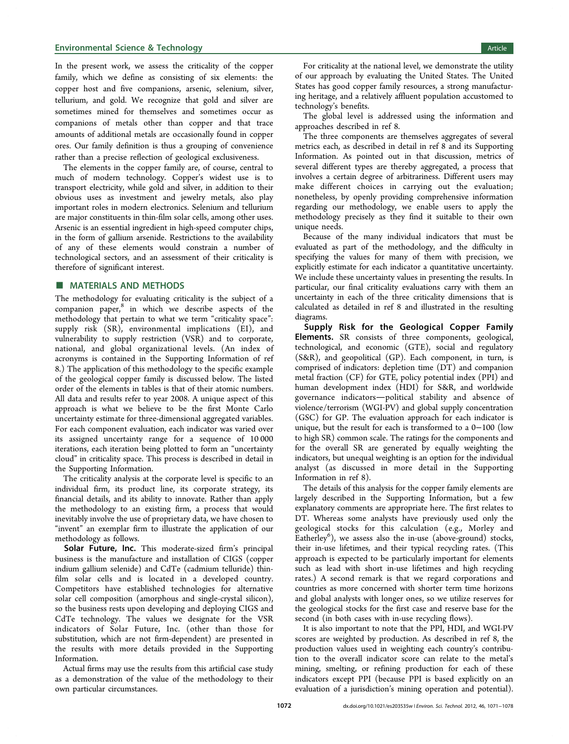In the present work, we assess the criticality of the copper family, which we define as consisting of six elements: the copper host and five companions, arsenic, selenium, silver, tellurium, and gold. We recognize that gold and silver are sometimes mined for themselves and sometimes occur as companions of metals other than copper and that trace amounts of additional metals are occasionally found in copper ores. Our family definition is thus a grouping of convenience rather than a precise reflection of geological exclusiveness.

The elements in the copper family are, of course, central to much of modern technology. Copper's widest use is to transport electricity, while gold and silver, in addition to their obvious uses as investment and jewelry metals, also play important roles in modern electronics. Selenium and tellurium are major constituents in thin-film solar cells, among other uses. Arsenic is an essential ingredient in high-speed computer chips, in the form of gallium arsenide. Restrictions to the availability of any of these elements would constrain a number of technological sectors, and an assessment of their criticality is therefore of significant interest.

## MATERIALS AND METHODS

The methodology for evaluating criticality is the subject of a companion paper,[8] in which we describe aspects of the methodology that pertain to what we term "criticality space": supply risk (SR), environmental implications (EI), and vulnerability to supply restriction (VSR) and to corporate, national, and global organizational levels. (An index of acronyms is contained in the Supporting Information of ref 8.) The application of this methodology to the specific example of the geological copper family is discussed below. The listed order of the elements in tables is that of their atomic numbers. All data and results refer to year 2008. A unique aspect of this approach is what we believe to be the first Monte Carlo uncertainty estimate for three-dimensional aggregated variables. For each component evaluation, each indicator was varied over its assigned uncertainty range for a sequence of 10 000 iterations, each iteration being plotted to form an "uncertainty cloud" in criticality space. This process is described in detail in the Supporting Information.

The criticality analysis at the corporate level is specific to an individual firm, its product line, its corporate strategy, its financial details, and its ability to innovate. Rather than apply the methodology to an existing firm, a process that would inevitably involve the use of proprietary data, we have chosen to "invent" an exemplar firm to illustrate the application of our methodology as follows.

**Solar Future, Inc.** This moderate-sized firm's principal business is the manufacture and installation of CIGS (copper indium gallium selenide) and CdTe (cadmium telluride) thin-film solar cells and is located in a developed country. Competitors have established technologies for alternative solar cell composition (amorphous and single-crystal silicon), so the business rests upon developing and deploying CIGS and CdTe technology. The values we designate for the VSR indicators of Solar Future, Inc. (other than those for substitution, which are not firm-dependent) are presented in the results with more details provided in the Supporting Information.

Actual firms may use the results from this artificial case study as a demonstration of the value of the methodology to their own particular circumstances.

For criticality at the national level, we demonstrate the utility of our approach by evaluating the United States. The United States has good copper family resources, a strong manufacturing heritage, and a relatively affluent population accustomed to technology's benefits.

The global level is addressed using the information and approaches described in ref 8.

The three components are themselves aggregates of several metrics each, as described in detail in ref 8 and its Supporting Information. As pointed out in that discussion, metrics of several different types are thereby aggregated, a process that involves a certain degree of arbitrariness. Different users may make different choices in carrying out the evaluation; nonetheless, by openly providing comprehensive information regarding our methodology, we enable users to apply the methodology precisely as they find it suitable to their own unique needs.

Because of the many individual indicators that must be evaluated as part of the methodology, and the difficulty in specifying the values for many of them with precision, we explicitly estimate for each indicator a quantitative uncertainty. We include these uncertainty values in presenting the results. In particular, our final criticality evaluations carry with them an uncertainty in each of the three criticality dimensions that is calculated as detailed in ref 8 and illustrated in the resulting diagrams.

**Supply Risk for the Geological Copper Family Elements.** SR consists of three components, geological, technological, and economic (GTE), social and regulatory (S&R), and geopolitical (GP). Each component, in turn, is comprised of indicators: depletion time (DT) and companion metal fraction (CF) for GTE, policy potential index (PPI) and human development index (HDI) for S&R, and worldwide governance indicators—political stability and absence of violence/terrorism (WGI-PV) and global supply concentration (GSC) for GP. The evaluation approach for each indicator is unique, but the result for each is transformed to a 0−100 (low to high SR) common scale. The ratings for the components and for the overall SR are generated by equally weighting the indicators, but unequal weighting is an option for the individual analyst (as discussed in more detail in the Supporting Information in ref 8).

The details of this analysis for the copper family elements are largely described in the Supporting Information, but a few explanatory comments are appropriate here. The first relates to DT. Whereas some analysts have previously used only the geological stocks for this calculation (e.g., Morley and Eatherley[6]), we assess also the in-use (above-ground) stocks, their in-use lifetimes, and their typical recycling rates. (This approach is expected to be particularly important for elements such as lead with short in-use lifetimes and high recycling rates.) A second remark is that we regard corporations and countries as more concerned with shorter term time horizons and global analysts with longer ones, so we utilize reserves for the geological stocks for the first case and reserve base for the second (in both cases with in-use recycling flows).

It is also important to note that the PPI, HDI, and WGI-PV scores are weighted by production. As described in ref 8, the production values used in weighting each country's contribution to the overall indicator score can relate to the metal's mining, smelting, or refining production for each of these indicators except PPI (because PPI is based explicitly on an evaluation of a jurisdiction's mining operation and potential).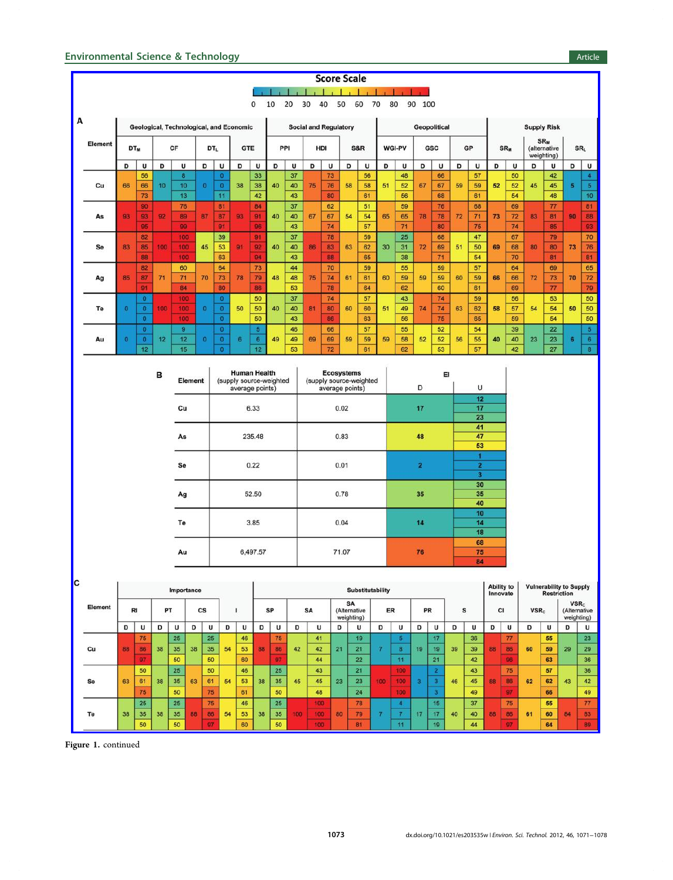**Score Scale**: 0 10 20 30 40 50 60 70 80 90 100

**A**

| Element | Geological, Technological, and Economic | | | | | | | | Social and Regulatory | | | | | | Geopolitical | | | | | | Supply Risk | | | | | |
|---|---|---|---|---|---|---|---|---|---|---|---|---|---|---|---|---|---|---|---|---|---|---|---|---|---|---|
| | $DT_M$ | | CF | | $DT_L$ | | GTE | | PPI | | HDI | | S&R | | WGI-PV | | GSC | | GP | | $SR_M$ | | $SR_M$ (alternative weighting) | | $SR_L$ | |
| | D | U | D | U | D | U | D | U | D | U | D | U | D | U | D | U | D | U | D | U | D | U | D | U | D | U |
| Cu | 66 | 56 / 66 / 73 | 10 | 8 / 10 / 13 | 0 | 0 / 0 / 11 | 38 | 33 / 38 / 42 | 40 | 37 / 40 / 43 | 75 | 73 / 76 / 80 | 58 | 56 / 58 / 61 | 51 | 48 / 52 / 56 | 67 | 66 / 67 / 68 | 59 | 57 / 59 / 61 | 52 | 50 / 52 / 54 | 45 | 42 / 45 / 48 | 5 | 4 / 5 / 10 |
| As | 93 | 90 / 93 / 95 | 92 | 76 / 89 / 99 | 87 | 81 / 87 / 91 | 93 | 84 / 91 / 96 | 40 | 37 / 40 / 43 | 67 | 62 / 67 / 74 | 54 | 51 / 54 / 57 | 65 | 59 / 65 / 71 | 78 | 76 / 78 / 80 | 72 | 68 / 71 / 75 | 73 | 69 / 72 / 74 | 83 | 77 / 81 / 85 | 90 | 81 / 88 / 93 |
| Se | 83 | 82 / 85 / 88 | 100 | 100 / 100 / 100 | 45 | 39 / 53 / 63 | 91 | 91 / 92 / 94 | 40 | 37 / 40 / 43 | 86 | 78 / 83 / 88 | 63 | 59 / 62 / 65 | 30 | 25 / 31 / 38 | 72 | 68 / 69 / 71 | 51 | 47 / 50 / 54 | 69 | 67 / 68 / 70 | 80 | 79 / 80 / 81 | 73 | 70 / 76 / 81 |
| Ag | 85 | 82 / 87 / 91 | 71 | 60 / 71 / 84 | 70 | 64 / 73 / 80 | 78 | 73 / 79 / 86 | 48 | 44 / 48 / 53 | 75 | 70 / 74 / 78 | 61 | 59 / 61 / 64 | 60 | 55 / 59 / 62 | 59 | 59 / 59 / 60 | 60 | 57 / 59 / 61 | 66 | 64 / 66 / 69 | 72 | 69 / 73 / 77 | 70 | 65 / 72 / 79 |
| Te | 0 | 0 / 0 / 0 | 100 | 100 / 100 / 100 | 0 | 0 / 0 / 0 | 50 | 50 / 50 / 50 | 40 | 37 / 40 / 43 | 81 | 74 / 80 / 86 | 60 | 57 / 60 / 63 | 51 | 43 / 49 / 56 | 74 | 74 / 74 / 75 | 63 | 59 / 62 / 65 | 58 | 56 / 57 / 59 | 54 | 53 / 54 / 54 | 50 | 50 / 50 / 50 |
| Au | 0 | 0 / 0 / 12 | 12 | 9 / 12 / 15 | 0 | 0 / 0 / 0 | 6 | 5 / 6 / 12 | 49 | 46 / 49 / 53 | 69 | 66 / 69 / 72 | 59 | 57 / 59 / 61 | 59 | 55 / 58 / 62 | 52 | 52 / 52 / 53 | 56 | 54 / 55 / 57 | 40 | 39 / 40 / 42 | 23 | 22 / 23 / 27 | 6 | 5 / 6 / 8 |

**B**

| Element | Human Health (supply source-weighted average points) | Ecosystems (supply source-weighted average points) | EI | |
|---|---|---|---|---|
| | | | D | U |
| Cu | 6.33 | 0.02 | 17 | 12 / 17 / 23 |
| As | 235.48 | 0.83 | 48 | 41 / 47 / 53 |
| Se | 0.22 | 0.01 | 2 | 1 / 2 / 3 |
| Ag | 52.50 | 0.78 | 35 | 30 / 35 / 40 |
| Te | 3.85 | 0.04 | 14 | 10 / 14 / 18 |
| Au | 6,497.57 | 71.07 | 76 | 68 / 75 / 84 |

**C**

| Element | Importance | | | | | | | | Substitutability | | | | | | | | | | | | Ability to Innovate | | Vulnerability to Supply Restriction | | | |
|---|---|---|---|---|---|---|---|---|---|---|---|---|---|---|---|---|---|---|---|---|---|---|---|---|---|---|
| | RI | | PT | | CS | | I | | SP | | SA | | SA (Alternative weighting) | | ER | | PR | | S | | CI | | $VSR_C$ | | $VSR_C$ (Alternative weighting) | |
| | D | U | D | U | D | U | D | U | D | U | D | U | D | U | D | U | D | U | D | U | D | U | D | U | D | U |
| Cu | 88 | 75 / 86 / 97 | 38 | 25 / 35 / 50 | 38 | 25 / 35 / 50 | 54 | 46 / 53 / 60 | 88 | 75 / 86 / 97 | 42 | 41 / 42 / 44 | 21 | 19 / 21 / 22 | 7 | 5 / 8 / 11 | 19 | 17 / 19 / 21 | 39 | 36 / 39 / 42 | 88 | 77 / 86 / 98 | 60 | 55 / 59 / 63 | 29 | 23 / 29 / 36 |
| Se | 63 | 50 / 61 / 75 | 38 | 25 / 35 / 50 | 63 | 50 / 61 / 75 | 54 | 46 / 53 / 61 | 38 | 25 / 35 / 50 | 45 | 43 / 45 / 48 | 23 | 21 / 23 / 24 | 100 | 100 / 100 / 100 | 3 | 2 / 3 / 3 | 46 | 43 / 45 / 49 | 88 | 75 / 88 / 97 | 62 | 57 / 62 / 66 | 43 | 36 / 42 / 49 |
| Te | 38 | 25 / 35 / 50 | 38 | 25 / 35 / 50 | 88 | 75 / 86 / 97 | 54 | 46 / 53 / 60 | 38 | 25 / 35 / 50 | 100 | 100 / 100 / 100 | 80 | 78 / 79 / 81 | 7 | 4 / 7 / 11 | 17 | 15 / 17 / 19 | 40 | 37 / 40 / 44 | 88 | 75 / 86 / 97 | 61 | 55 / 60 / 64 | 84 | 77 / 83 / 89 |

**Figure 1.** continued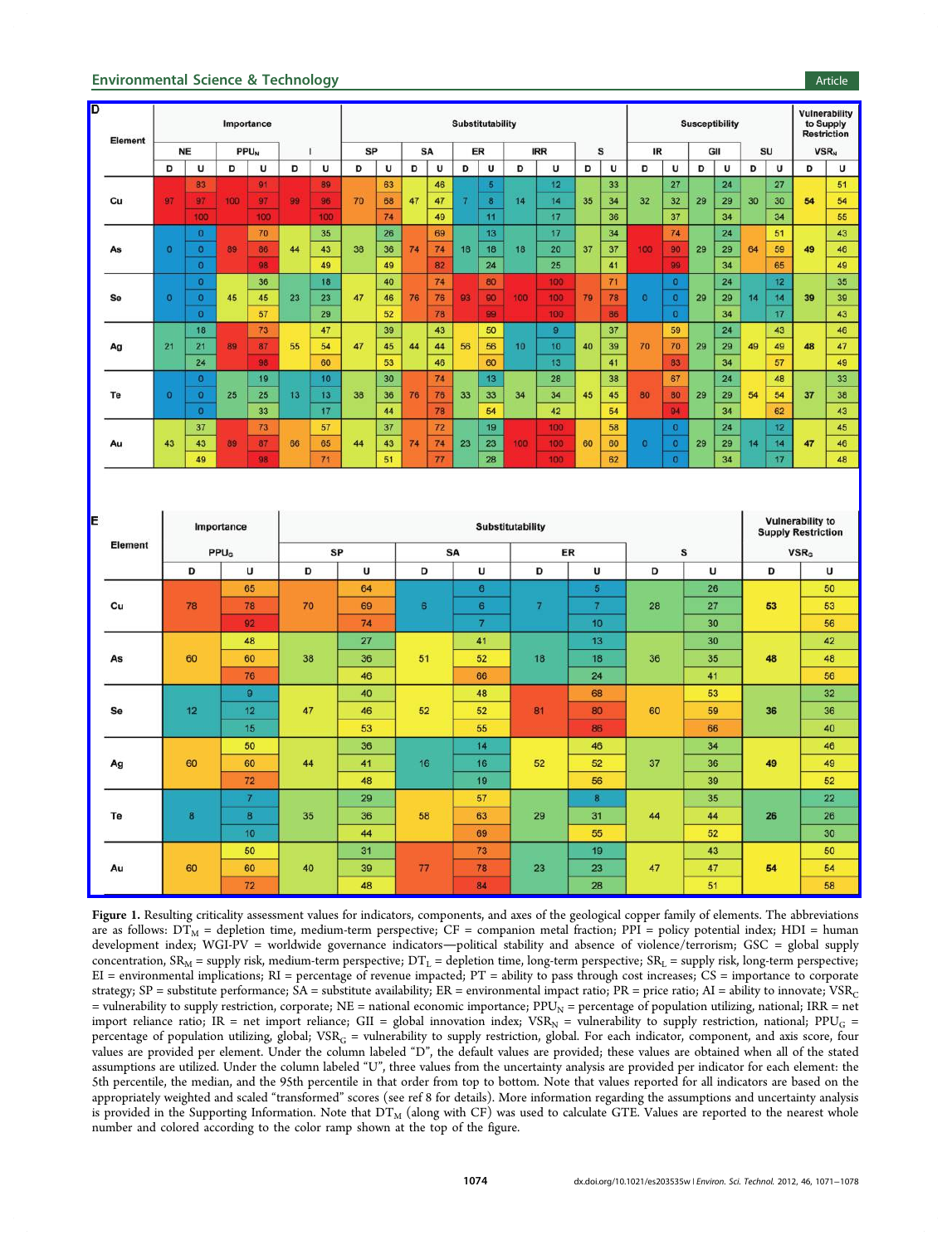**D**

| Element | Importance | | | | | | Substitutability | | | | | | | | | | Susceptibility | | | | | | Vulnerability to Supply Restriction | |
|---|---|---|---|---|---|---|---|---|---|---|---|---|---|---|---|---|---|---|---|---|---|---|---|---|
| | NE | | $PPU_N$ | | I | | SP | | SA | | ER | | IRR | | S | | IR | | GII | | SU | | $VSR_N$ | |
| | D | U | D | U | D | U | D | U | D | U | D | U | D | U | D | U | D | U | D | U | D | U | D | U |
| Cu | 97 | 83 / 97 / 100 | 100 | 91 / 97 / 100 | 99 | 89 / 96 / 100 | 70 | 63 / 68 / 74 | 47 | 46 / 47 / 49 | 7 | 5 / 8 / 11 | 14 | 12 / 14 / 17 | 35 | 33 / 34 / 36 | 32 | 27 / 32 / 37 | 29 | 24 / 29 / 34 | 30 | 27 / 30 / 34 | 54 | 51 / 54 / 55 |
| As | 0 | 0 / 0 / 0 | 89 | 70 / 86 / 98 | 44 | 35 / 43 / 49 | 38 | 26 / 36 / 49 | 74 | 69 / 74 / 82 | 18 | 13 / 18 / 24 | 18 | 17 / 20 / 25 | 37 | 34 / 37 / 41 | 100 | 74 / 90 / 99 | 29 | 24 / 29 / 34 | 64 | 51 / 59 / 65 | 49 | 43 / 46 / 49 |
| Se | 0 | 0 / 0 / 0 | 45 | 36 / 45 / 57 | 23 | 18 / 23 / 29 | 47 | 40 / 46 / 52 | 76 | 74 / 76 / 78 | 93 | 80 / 90 / 99 | 100 | 100 / 100 / 100 | 79 | 71 / 78 / 86 | 0 | 0 / 0 / 0 | 29 | 24 / 29 / 34 | 14 | 12 / 14 / 17 | 39 | 35 / 39 / 43 |
| Ag | 21 | 18 / 21 / 24 | 89 | 73 / 87 / 98 | 55 | 47 / 54 / 60 | 47 | 39 / 45 / 53 | 44 | 43 / 44 / 46 | 56 | 50 / 56 / 60 | 10 | 9 / 10 / 13 | 40 | 37 / 39 / 41 | 70 | 59 / 70 / 83 | 29 | 24 / 29 / 34 | 49 | 43 / 49 / 57 | 48 | 46 / 47 / 49 |
| Te | 0 | 0 / 0 / 0 | 25 | 19 / 25 / 33 | 13 | 10 / 13 / 17 | 38 | 30 / 36 / 44 | 76 | 74 / 76 / 78 | 33 | 13 / 33 / 54 | 34 | 28 / 34 / 42 | 45 | 38 / 45 / 54 | 80 | 67 / 80 / 94 | 29 | 24 / 29 / 34 | 54 | 48 / 54 / 62 | 37 | 33 / 38 / 43 |
| Au | 43 | 37 / 43 / 49 | 89 | 73 / 87 / 98 | 66 | 57 / 65 / 71 | 44 | 37 / 43 / 51 | 74 | 72 / 74 / 77 | 23 | 19 / 23 / 28 | 100 | 100 / 100 / 100 | 60 | 58 / 60 / 62 | 0 | 0 / 0 / 0 | 29 | 24 / 29 / 34 | 14 | 12 / 14 / 17 | 47 | 45 / 46 / 48 |

**E**

| Element | Importance | | Substitutability | | | | | | | | Vulnerability to Supply Restriction | |
|---|---|---|---|---|---|---|---|---|---|---|---|---|
| | $PPU_G$ | | SP | | SA | | ER | | S | | $VSR_G$ | |
| | D | U | D | U | D | U | D | U | D | U | D | U |
| Cu | 78 | 65 / 78 / 92 | 70 | 64 / 69 / 74 | 6 | 6 / 6 / 7 | 7 | 5 / 7 / 10 | 28 | 26 / 27 / 30 | 53 | 50 / 53 / 56 |
| As | 60 | 48 / 60 / 76 | 38 | 27 / 36 / 46 | 51 | 41 / 52 / 66 | 18 | 13 / 18 / 24 | 36 | 30 / 35 / 41 | 48 | 42 / 48 / 56 |
| Se | 12 | 9 / 12 / 15 | 47 | 40 / 46 / 53 | 52 | 48 / 52 / 55 | 81 | 68 / 80 / 86 | 60 | 53 / 59 / 66 | 36 | 32 / 36 / 40 |
| Ag | 60 | 50 / 60 / 72 | 44 | 36 / 41 / 48 | 16 | 14 / 16 / 19 | 52 | 46 / 52 / 56 | 37 | 34 / 36 / 39 | 49 | 46 / 49 / 52 |
| Te | 8 | 7 / 8 / 10 | 35 | 29 / 36 / 44 | 58 | 57 / 63 / 69 | 29 | 8 / 31 / 55 | 44 | 35 / 44 / 52 | 26 | 22 / 26 / 30 |
| Au | 60 | 50 / 60 / 72 | 40 | 31 / 39 / 48 | 77 | 73 / 78 / 84 | 23 | 19 / 23 / 28 | 47 | 43 / 47 / 51 | 54 | 50 / 54 / 58 |

**Figure 1.** Resulting criticality assessment values for indicators, components, and axes of the geological copper family of elements. The abbreviations are as follows: $DT_M$ = depletion time, medium-term perspective; CF = companion metal fraction; PPI = policy potential index; HDI = human development index; WGI-PV = worldwide governance indicators—political stability and absence of violence/terrorism; GSC = global supply concentration, $SR_M$ = supply risk, medium-term perspective; $DT_L$ = depletion time, long-term perspective; $SR_L$ = supply risk, long-term perspective; EI = environmental implications; RI = percentage of revenue impacted; PT = ability to pass through cost increases; CS = importance to corporate strategy; SP = substitute performance; SA = substitute availability; ER = environmental impact ratio; PR = price ratio; AI = ability to innovate; $VSR_C$ = vulnerability to supply restriction, corporate; NE = national economic importance; $PPU_N$ = percentage of population utilizing, national; IRR = net import reliance ratio; IR = net import reliance; GII = global innovation index; $VSR_N$ = vulnerability to supply restriction, national; $PPU_G$ = percentage of population utilizing, global; $VSR_G$ = vulnerability to supply restriction, global. For each indicator, component, and axis score, four values are provided per element. Under the column labeled "D", the default values are provided; these values are obtained when all of the stated assumptions are utilized. Under the column labeled "U", three values from the uncertainty analysis are provided per indicator for each element: the 5th percentile, the median, and the 95th percentile in that order from top to bottom. Note that values reported for all indicators are based on the appropriately weighted and scaled "transformed" scores (see ref 8 for details). More information regarding the assumptions and uncertainty analysis is provided in the Supporting Information. Note that $DT_M$ (along with CF) was used to calculate GTE. Values are reported to the nearest whole number and colored according to the color ramp shown at the top of the figure.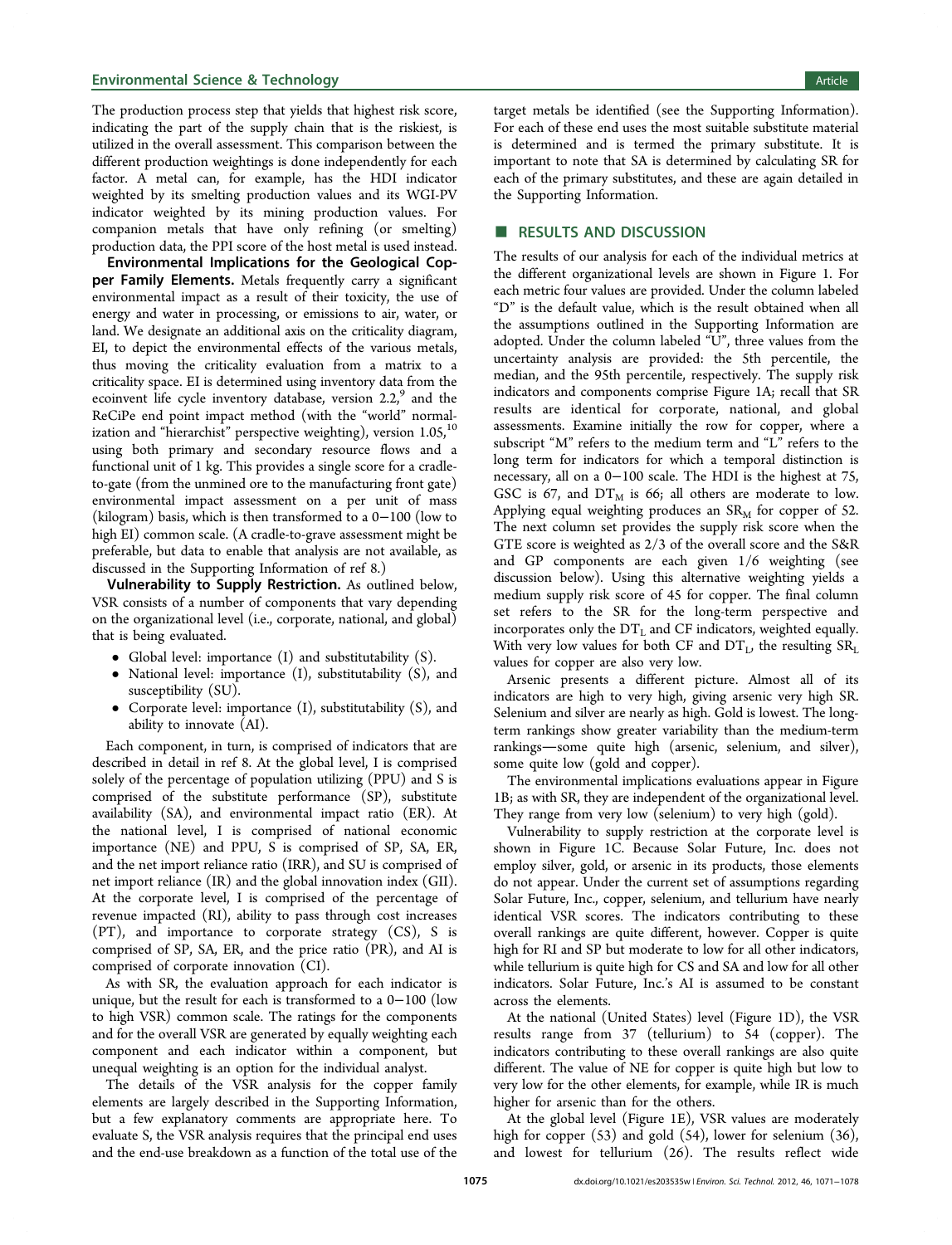The production process step that yields that highest risk score, indicating the part of the supply chain that is the riskiest, is utilized in the overall assessment. This comparison between the different production weightings is done independently for each factor. A metal can, for example, has the HDI indicator weighted by its smelting production values and its WGI-PV indicator weighted by its mining production values. For companion metals that have only refining (or smelting) production data, the PPI score of the host metal is used instead.

**Environmental Implications for the Geological Copper Family Elements.** Metals frequently carry a significant environmental impact as a result of their toxicity, the use of energy and water in processing, or emissions to air, water, or land. We designate an additional axis on the criticality diagram, EI, to depict the environmental effects of the various metals, thus moving the criticality evaluation from a matrix to a criticality space. EI is determined using inventory data from the ecoinvent life cycle inventory database, version 2.2,[9] and the ReCiPe end point impact method (with the "world" normalization and "hierarchist" perspective weighting), version 1.05,[10] using both primary and secondary resource flows and a functional unit of 1 kg. This provides a single score for a cradle-to-gate (from the unmined ore to the manufacturing front gate) environmental impact assessment on a per unit of mass (kilogram) basis, which is then transformed to a 0−100 (low to high EI) common scale. (A cradle-to-grave assessment might be preferable, but data to enable that analysis are not available, as discussed in the Supporting Information of ref 8.)

**Vulnerability to Supply Restriction.** As outlined below, VSR consists of a number of components that vary depending on the organizational level (i.e., corporate, national, and global) that is being evaluated.

- Global level: importance (I) and substitutability (S).
- National level: importance (I), substitutability (S), and susceptibility (SU).
- Corporate level: importance (I), substitutability (S), and ability to innovate (AI).

Each component, in turn, is comprised of indicators that are described in detail in ref 8. At the global level, I is comprised solely of the percentage of population utilizing (PPU) and S is comprised of the substitute performance (SP), substitute availability (SA), and environmental impact ratio (ER). At the national level, I is comprised of national economic importance (NE) and PPU, S is comprised of SP, SA, ER, and the net import reliance ratio (IRR), and SU is comprised of net import reliance (IR) and the global innovation index (GII). At the corporate level, I is comprised of the percentage of revenue impacted (RI), ability to pass through cost increases (PT), and importance to corporate strategy (CS), S is comprised of SP, SA, ER, and the price ratio (PR), and AI is comprised of corporate innovation (CI).

As with SR, the evaluation approach for each indicator is unique, but the result for each is transformed to a 0−100 (low to high VSR) common scale. The ratings for the components and for the overall VSR are generated by equally weighting each component and each indicator within a component, but unequal weighting is an option for the individual analyst.

The details of the VSR analysis for the copper family elements are largely described in the Supporting Information, but a few explanatory comments are appropriate here. To evaluate S, the VSR analysis requires that the principal end uses and the end-use breakdown as a function of the total use of the target metals be identified (see the Supporting Information). For each of these end uses the most suitable substitute material is determined and is termed the primary substitute. It is important to note that SA is determined by calculating SR for each of the primary substitutes, and these are again detailed in the Supporting Information.

## RESULTS AND DISCUSSION

The results of our analysis for each of the individual metrics at the different organizational levels are shown in Figure 1. For each metric four values are provided. Under the column labeled "D" is the default value, which is the result obtained when all the assumptions outlined in the Supporting Information are adopted. Under the column labeled "U", three values from the uncertainty analysis are provided: the 5th percentile, the median, and the 95th percentile, respectively. The supply risk indicators and components comprise Figure 1A; recall that SR results are identical for corporate, national, and global assessments. Examine initially the row for copper, where a subscript "M" refers to the medium term and "L" refers to the long term for indicators for which a temporal distinction is necessary, all on a 0−100 scale. The HDI is the highest at 75, GSC is 67, and $DT_M$ is 66; all others are moderate to low. Applying equal weighting produces an $SR_M$ for copper of 52. The next column set provides the supply risk score when the GTE score is weighted as 2/3 of the overall score and the S&R and GP components are each given 1/6 weighting (see discussion below). Using this alternative weighting yields a medium supply risk score of 45 for copper. The final column set refers to the SR for the long-term perspective and incorporates only the $DT_L$ and CF indicators, weighted equally. With very low values for both CF and $DT_L$, the resulting $SR_L$ values for copper are also very low.

Arsenic presents a different picture. Almost all of its indicators are high to very high, giving arsenic very high SR. Selenium and silver are nearly as high. Gold is lowest. The long-term rankings show greater variability than the medium-term rankings—some quite high (arsenic, selenium, and silver), some quite low (gold and copper).

The environmental implications evaluations appear in Figure 1B; as with SR, they are independent of the organizational level. They range from very low (selenium) to very high (gold).

Vulnerability to supply restriction at the corporate level is shown in Figure 1C. Because Solar Future, Inc. does not employ silver, gold, or arsenic in its products, those elements do not appear. Under the current set of assumptions regarding Solar Future, Inc., copper, selenium, and tellurium have nearly identical VSR scores. The indicators contributing to these overall rankings are quite different, however. Copper is quite high for RI and SP but moderate to low for all other indicators, while tellurium is quite high for CS and SA and low for all other indicators. Solar Future, Inc.'s AI is assumed to be constant across the elements.

At the national (United States) level (Figure 1D), the VSR results range from 37 (tellurium) to 54 (copper). The indicators contributing to these overall rankings are also quite different. The value of NE for copper is quite high but low to very low for the other elements, for example, while IR is much higher for arsenic than for the others.

At the global level (Figure 1E), VSR values are moderately high for copper (53) and gold (54), lower for selenium (36), and lowest for tellurium (26). The results reflect wide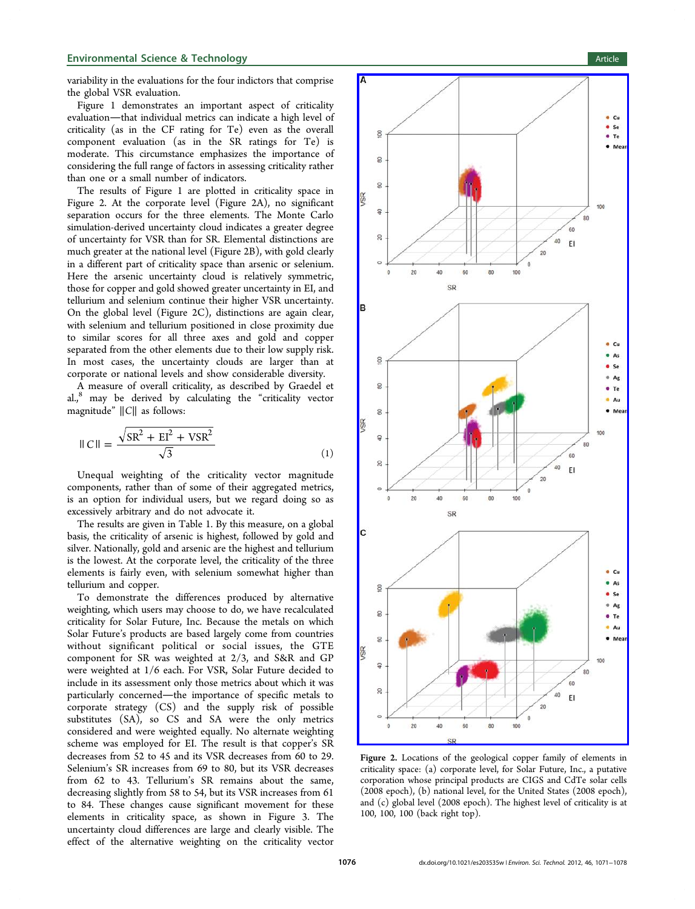variability in the evaluations for the four indictors that comprise the global VSR evaluation.

Figure 1 demonstrates an important aspect of criticality evaluation—that individual metrics can indicate a high level of criticality (as in the CF rating for Te) even as the overall component evaluation (as in the SR ratings for Te) is moderate. This circumstance emphasizes the importance of considering the full range of factors in assessing criticality rather than one or a small number of indicators.

The results of Figure 1 are plotted in criticality space in Figure 2. At the corporate level (Figure 2A), no significant separation occurs for the three elements. The Monte Carlo simulation-derived uncertainty cloud indicates a greater degree of uncertainty for VSR than for SR. Elemental distinctions are much greater at the national level (Figure 2B), with gold clearly in a different part of criticality space than arsenic or selenium. Here the arsenic uncertainty cloud is relatively symmetric, those for copper and gold showed greater uncertainty in EI, and tellurium and selenium continue their higher VSR uncertainty. On the global level (Figure 2C), distinctions are again clear, with selenium and tellurium positioned in close proximity due to similar scores for all three axes and gold and copper separated from the other elements due to their low supply risk. In most cases, the uncertainty clouds are larger than at corporate or national levels and show considerable diversity.

A measure of overall criticality, as described by Graedel et al.,[8] may be derived by calculating the "criticality vector magnitude" $\|C\|$ as follows:

$$\| C \| = \frac{\sqrt{\mathrm{SR}^2 + \mathrm{EI}^2 + \mathrm{VSR}^2}}{\sqrt{3}} \tag{1}$$

Unequal weighting of the criticality vector magnitude components, rather than of some of their aggregated metrics, is an option for individual users, but we regard doing so as excessively arbitrary and do not advocate it.

The results are given in Table 1. By this measure, on a global basis, the criticality of arsenic is highest, followed by gold and silver. Nationally, gold and arsenic are the highest and tellurium is the lowest. At the corporate level, the criticality of the three elements is fairly even, with selenium somewhat higher than tellurium and copper.

To demonstrate the differences produced by alternative weighting, which users may choose to do, we have recalculated criticality for Solar Future, Inc. Because the metals on which Solar Future's products are based largely come from countries without significant political or social issues, the GTE component for SR was weighted at 2/3, and S&R and GP were weighted at 1/6 each. For VSR, Solar Future decided to include in its assessment only those metrics about which it was particularly concerned—the importance of specific metals to corporate strategy (CS) and the supply risk of possible substitutes (SA), so CS and SA were the only metrics considered and were weighted equally. No alternate weighting scheme was employed for EI. The result is that copper's SR decreases from 52 to 45 and its VSR decreases from 60 to 29. Selenium's SR increases from 69 to 80, but its VSR decreases from 62 to 43. Tellurium's SR remains about the same, decreasing slightly from 58 to 54, but its VSR increases from 61 to 84. These changes cause significant movement for these elements in criticality space, as shown in Figure 3. The uncertainty cloud differences are large and clearly visible. The effect of the alternative weighting on the criticality vector

**Figure 2.** Locations of the geological copper family of elements in criticality space: (a) corporate level, for Solar Future, Inc., a putative corporation whose principal products are CIGS and CdTe solar cells (2008 epoch), (b) national level, for the United States (2008 epoch), and (c) global level (2008 epoch). The highest level of criticality is at 100, 100, 100 (back right top).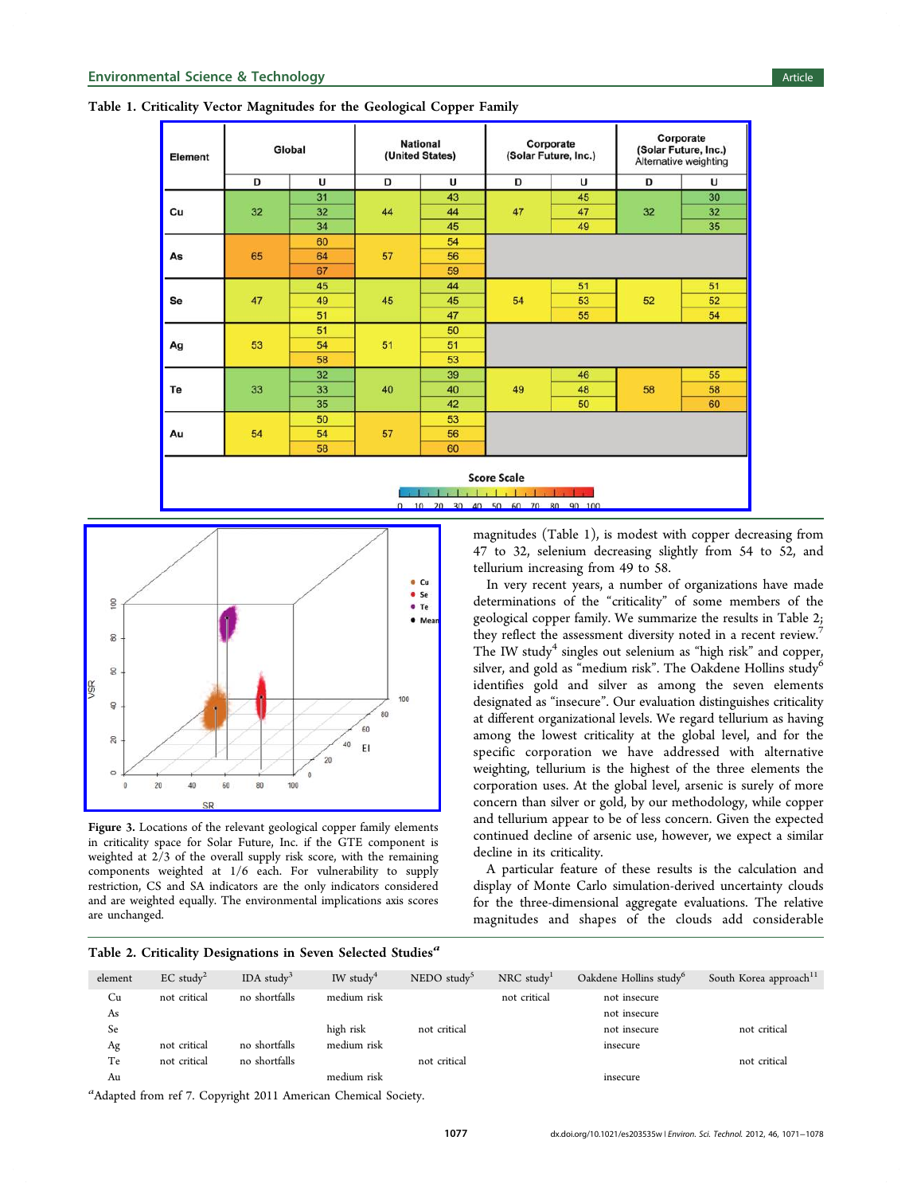Table 1. Criticality Vector Magnitudes for the Geological Copper Family

| Element | Global | | National (United States) | | Corporate (Solar Future, Inc.) | | Corporate (Solar Future, Inc.) Alternative weighting | |
|---|---|---|---|---|---|---|---|---|
| | D | U | D | U | D | U | D | U |
| Cu | 32 | 31 | 44 | 43 | 47 | 45 | 32 | 30 |
| | | 32 | | 44 | | 47 | | 32 |
| | | 34 | | 45 | | 49 | | 35 |
| As | 65 | 60 | 57 | 54 | | | | |
| | | 64 | | 56 | | | | |
| | | 67 | | 59 | | | | |
| Se | 47 | 45 | 45 | 44 | 54 | 51 | 52 | 51 |
| | | 49 | | 45 | | 53 | | 52 |
| | | 51 | | 47 | | 55 | | 54 |
| Ag | 53 | 51 | 51 | 50 | | | | |
| | | 54 | | 51 | | | | |
| | | 58 | | 53 | | | | |
| Te | 33 | 32 | 40 | 39 | 49 | 46 | 58 | 55 |
| | | 33 | | 40 | | 48 | | 58 |
| | | 35 | | 42 | | 50 | | 60 |
| Au | 54 | 50 | 57 | 53 | | | | |
| | | 54 | | 56 | | | | |
| | | 58 | | 60 | | | | |

Score Scale: 0 10 20 30 40 50 60 70 80 90 100

Figure 3. Locations of the relevant geological copper family elements in criticality space for Solar Future, Inc. if the GTE component is weighted at 2/3 of the overall supply risk score, with the remaining components weighted at 1/6 each. For vulnerability to supply restriction, CS and SA indicators are the only indicators considered and are weighted equally. The environmental implications axis scores are unchanged.

magnitudes (Table 1), is modest with copper decreasing from 47 to 32, selenium decreasing slightly from 54 to 52, and tellurium increasing from 49 to 58.

In very recent years, a number of organizations have made determinations of the "criticality" of some members of the geological copper family. We summarize the results in Table 2; they reflect the assessment diversity noted in a recent review.[7] The IW study[4] singles out selenium as "high risk" and copper, silver, and gold as "medium risk". The Oakdene Hollins study[6] identifies gold and silver as among the seven elements designated as "insecure". Our evaluation distinguishes criticality at different organizational levels. We regard tellurium as having among the lowest criticality at the global level, and for the specific corporation we have addressed with alternative weighting, tellurium is the highest of the three elements the corporation uses. At the global level, arsenic is surely of more concern than silver or gold, by our methodology, while copper and tellurium appear to be of less concern. Given the expected continued decline of arsenic use, however, we expect a similar decline in its criticality.

A particular feature of these results is the calculation and display of Monte Carlo simulation-derived uncertainty clouds for the three-dimensional aggregate evaluations. The relative magnitudes and shapes of the clouds add considerable

Table 2. Criticality Designations in Seven Selected Studies[a]

| element | EC study[2] | IDA study[3] | IW study[4] | NEDO study[5] | NRC study[1] | Oakdene Hollins study[6] | South Korea approach[11] |
|---|---|---|---|---|---|---|---|
| Cu | not critical | no shortfalls | medium risk | | not critical | not insecure | |
| As | | | | | | not insecure | |
| Se | | | high risk | not critical | | not insecure | not critical |
| Ag | not critical | no shortfalls | medium risk | | | insecure | |
| Te | not critical | no shortfalls | | not critical | | | not critical |
| Au | | | medium risk | | | insecure | |

[a]Adapted from ref 7. Copyright 2011 American Chemical Society.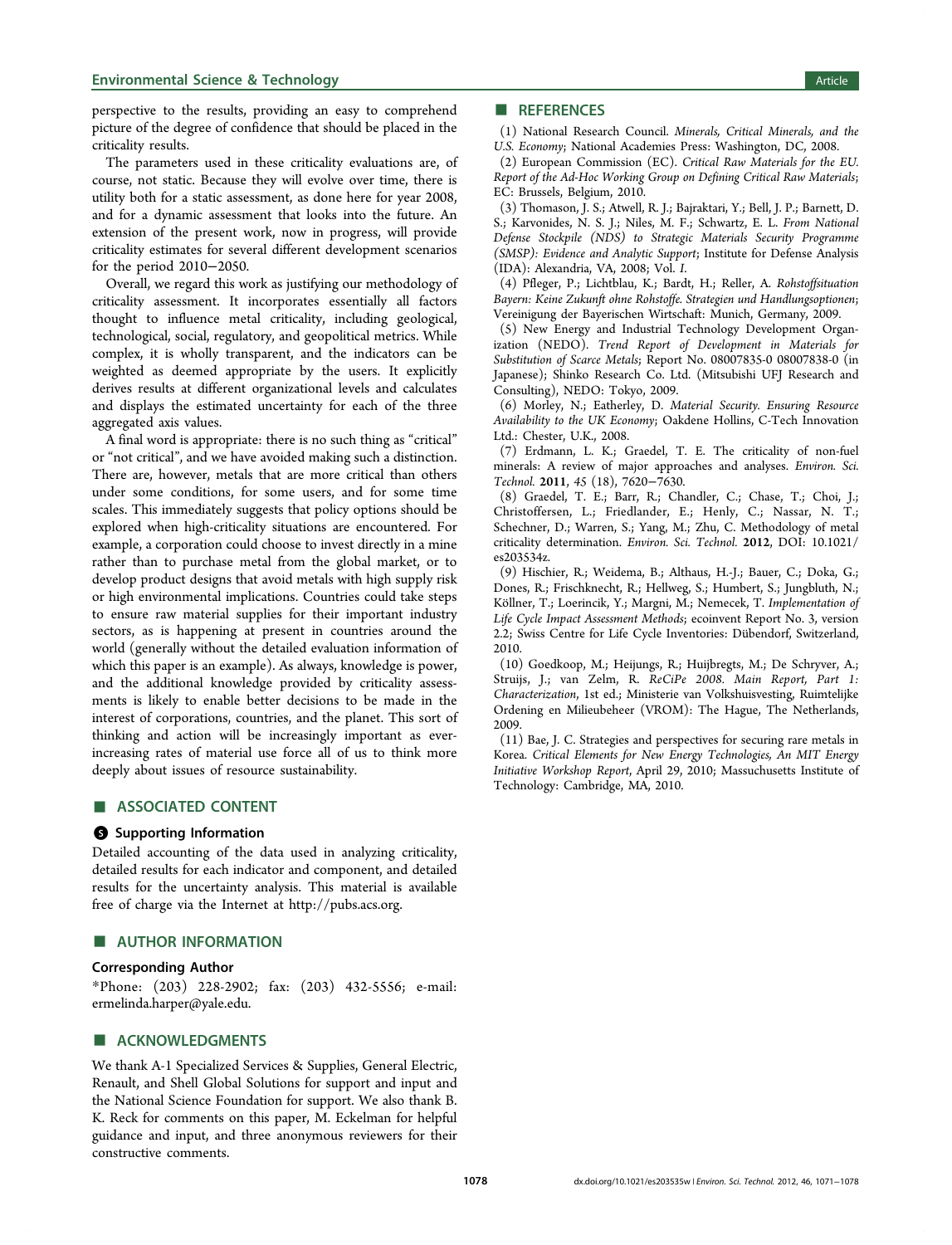perspective to the results, providing an easy to comprehend picture of the degree of confidence that should be placed in the criticality results.

The parameters used in these criticality evaluations are, of course, not static. Because they will evolve over time, there is utility both for a static assessment, as done here for year 2008, and for a dynamic assessment that looks into the future. An extension of the present work, now in progress, will provide criticality estimates for several different development scenarios for the period 2010−2050.

Overall, we regard this work as justifying our methodology of criticality assessment. It incorporates essentially all factors thought to influence metal criticality, including geological, technological, social, regulatory, and geopolitical metrics. While complex, it is wholly transparent, and the indicators can be weighted as deemed appropriate by the users. It explicitly derives results at different organizational levels and calculates and displays the estimated uncertainty for each of the three aggregated axis values.

A final word is appropriate: there is no such thing as "critical" or "not critical", and we have avoided making such a distinction. There are, however, metals that are more critical than others under some conditions, for some users, and for some time scales. This immediately suggests that policy options should be explored when high-criticality situations are encountered. For example, a corporation could choose to invest directly in a mine rather than to purchase metal from the global market, or to develop product designs that avoid metals with high supply risk or high environmental implications. Countries could take steps to ensure raw material supplies for their important industry sectors, as is happening at present in countries around the world (generally without the detailed evaluation information of which this paper is an example). As always, knowledge is power, and the additional knowledge provided by criticality assessments is likely to enable better decisions to be made in the interest of corporations, countries, and the planet. This sort of thinking and action will be increasingly important as ever-increasing rates of material use force all of us to think more deeply about issues of resource sustainability.

## ■ ASSOCIATED CONTENT

### Supporting Information

Detailed accounting of the data used in analyzing criticality, detailed results for each indicator and component, and detailed results for the uncertainty analysis. This material is available free of charge via the Internet at http://pubs.acs.org.

## ■ AUTHOR INFORMATION

### Corresponding Author

*Phone: (203) 228-2902; fax: (203) 432-5556; e-mail: ermelinda.harper@yale.edu.

## ■ ACKNOWLEDGMENTS

We thank A-1 Specialized Services & Supplies, General Electric, Renault, and Shell Global Solutions for support and input and the National Science Foundation for support. We also thank B. K. Reck for comments on this paper, M. Eckelman for helpful guidance and input, and three anonymous reviewers for their constructive comments.

## ■ REFERENCES

(1) National Research Council. *Minerals, Critical Minerals, and the U.S. Economy*; National Academies Press: Washington, DC, 2008.

(2) European Commission (EC). *Critical Raw Materials for the EU. Report of the Ad-Hoc Working Group on Defining Critical Raw Materials*; EC: Brussels, Belgium, 2010.

(3) Thomason, J. S.; Atwell, R. J.; Bajraktari, Y.; Bell, J. P.; Barnett, D. S.; Karvonides, N. S. J.; Niles, M. F.; Schwartz, E. L. *From National Defense Stockpile (NDS) to Strategic Materials Security Programme (SMSP): Evidence and Analytic Support*; Institute for Defense Analysis (IDA): Alexandria, VA, 2008; Vol. *I*.

(4) Pfleger, P.; Lichtblau, K.; Bardt, H.; Reller, A. *Rohstoffsituation Bayern: Keine Zukunft ohne Rohstoffe. Strategien und Handlungsoptionen*; Vereinigung der Bayerischen Wirtschaft: Munich, Germany, 2009.

(5) New Energy and Industrial Technology Development Organization (NEDO). *Trend Report of Development in Materials for Substitution of Scarce Metals*; Report No. 08007835-0 08007838-0 (in Japanese); Shinko Research Co. Ltd. (Mitsubishi UFJ Research and Consulting), NEDO: Tokyo, 2009.

(6) Morley, N.; Eatherley, D. *Material Security. Ensuring Resource Availability to the UK Economy*; Oakdene Hollins, C-Tech Innovation Ltd.: Chester, U.K., 2008.

(7) Erdmann, L. K.; Graedel, T. E. The criticality of non-fuel minerals: A review of major approaches and analyses. *Environ. Sci. Technol.* **2011**, *45* (18), 7620−7630.

(8) Graedel, T. E.; Barr, R.; Chandler, C.; Chase, T.; Choi, J.; Christoffersen, L.; Friedlander, E.; Henly, C.; Nassar, N. T.; Schechner, D.; Warren, S.; Yang, M.; Zhu, C. Methodology of metal criticality determination. *Environ. Sci. Technol.* **2012**, DOI: 10.1021/es203534z.

(9) Hischier, R.; Weidema, B.; Althaus, H.-J.; Bauer, C.; Doka, G.; Dones, R.; Frischknecht, R.; Hellweg, S.; Humbert, S.; Jungbluth, N.; Köllner, T.; Loerincik, Y.; Margni, M.; Nemecek, T. *Implementation of Life Cycle Impact Assessment Methods*; ecoinvent Report No. 3, version 2.2; Swiss Centre for Life Cycle Inventories: Dübendorf, Switzerland, 2010.

(10) Goedkoop, M.; Heijungs, R.; Huijbregts, M.; De Schryver, A.; Struijs, J.; van Zelm, R. *ReCiPe 2008. Main Report, Part 1: Characterization*, 1st ed.; Ministerie van Volkshuisvesting, Ruimtelijke Ordening en Milieubeheer (VROM): The Hague, The Netherlands, 2009.

(11) Bae, J. C. Strategies and perspectives for securing rare metals in Korea. *Critical Elements for New Energy Technologies, An MIT Energy Initiative Workshop Report*, April 29, 2010; Massachusetts Institute of Technology: Cambridge, MA, 2010.